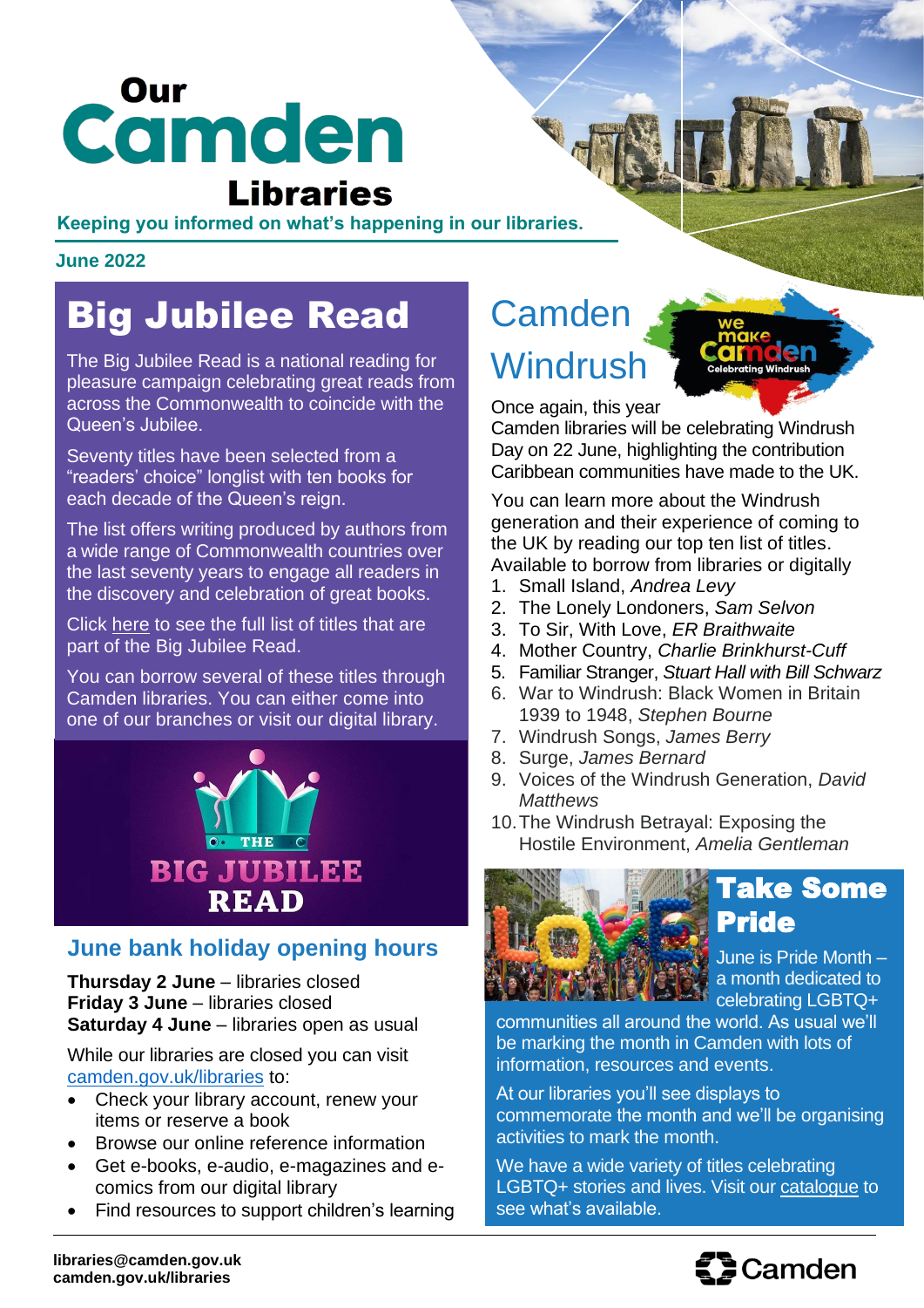# Our Camden Libraries

Keeping you informed on what's happening in our libraries.

**June 2022**

## Big Jubilee Read

The Big Jubilee Read is a national reading for pleasure campaign celebrating great reads from across the Commonwealth to coincide with the Queen's Jubilee.

Seventy titles have been selected from a "readers' choice" longlist with ten books for each decade of the Queen's reign.

The list offers writing produced by authors from a wide range of Commonwealth countries over the last seventy years to engage all readers in the discovery and celebration of great books.

Click here to see the full list of titles that are part of the Big Jubilee Read.

You can borrow several of these titles through Camden libraries. You can either come into one of our branches or visit our digital library.

THE BIG JUBILEE READ

## June bank holiday opening hours

**Thursday 2 June** – libraries closed
**Friday 3 June** – libraries closed
**Saturday 4 June** – libraries open as usual

While our libraries are closed you can visit camden.gov.uk/libraries to:

- Check your library account, renew your items or reserve a book
- Browse our online reference information
- Get e-books, e-audio, e-magazines and e-comics from our digital library
- Find resources to support children's learning

## Camden Windrush

we make Camden – Celebrating Windrush

Once again, this year Camden libraries will be celebrating Windrush Day on 22 June, highlighting the contribution Caribbean communities have made to the UK.

You can learn more about the Windrush generation and their experience of coming to the UK by reading our top ten list of titles. Available to borrow from libraries or digitally

1. Small Island, *Andrea Levy*
2. The Lonely Londoners, *Sam Selvon*
3. To Sir, With Love, *ER Braithwaite*
4. Mother Country, *Charlie Brinkhurst-Cuff*
5. Familiar Stranger, *Stuart Hall with Bill Schwarz*
6. War to Windrush: Black Women in Britain 1939 to 1948, *Stephen Bourne*
7. Windrush Songs, *James Berry*
8. Surge, *James Bernard*
9. Voices of the Windrush Generation, *David Matthews*
10. The Windrush Betrayal: Exposing the Hostile Environment, *Amelia Gentleman*

## Take Some Pride

June is Pride Month – a month dedicated to celebrating LGBTQ+ communities all around the world. As usual we'll be marking the month in Camden with lots of information, resources and events.

At our libraries you'll see displays to commemorate the month and we'll be organising activities to mark the month.

We have a wide variety of titles celebrating LGBTQ+ stories and lives. Visit our catalogue to see what's available.

**libraries@camden.gov.uk**
**camden.gov.uk/libraries**

Camden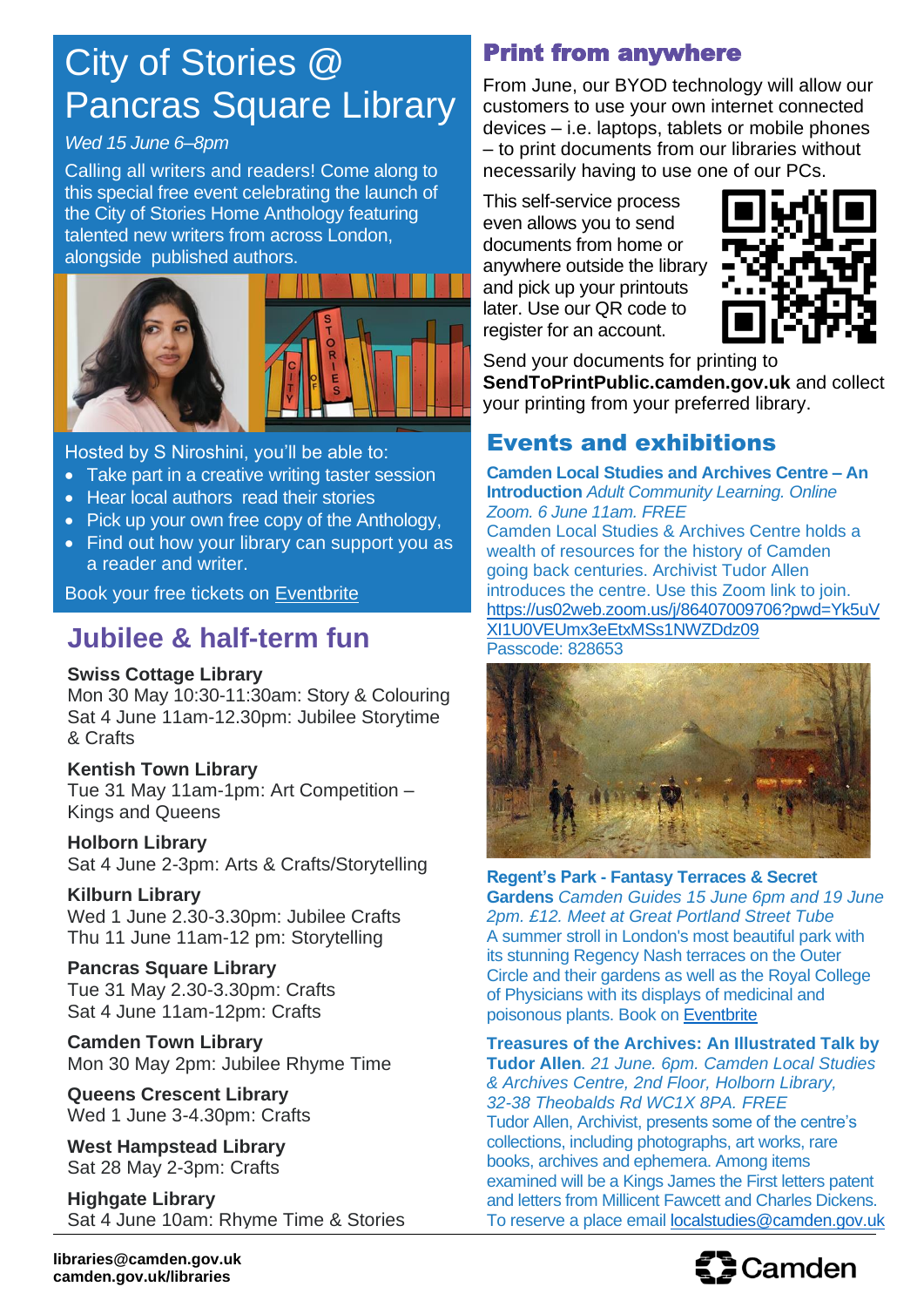# City of Stories @ Pancras Square Library

*Wed 15 June 6–8pm*

Calling all writers and readers! Come along to this special free event celebrating the launch of the City of Stories Home Anthology featuring talented new writers from across London, alongside published authors.

Hosted by S Niroshini, you'll be able to:

- Take part in a creative writing taster session
- Hear local authors read their stories
- Pick up your own free copy of the Anthology,
- Find out how your library can support you as a reader and writer.

Book your free tickets on Eventbrite

## Jubilee & half-term fun

**Swiss Cottage Library**
Mon 30 May 10:30-11:30am: Story & Colouring
Sat 4 June 11am-12.30pm: Jubilee Storytime & Crafts

**Kentish Town Library**
Tue 31 May 11am-1pm: Art Competition – Kings and Queens

**Holborn Library**
Sat 4 June 2-3pm: Arts & Crafts/Storytelling

**Kilburn Library**
Wed 1 June 2.30-3.30pm: Jubilee Crafts
Thu 11 June 11am-12 pm: Storytelling

**Pancras Square Library**
Tue 31 May 2.30-3.30pm: Crafts
Sat 4 June 11am-12pm: Crafts

**Camden Town Library**
Mon 30 May 2pm: Jubilee Rhyme Time

**Queens Crescent Library**
Wed 1 June 3-4.30pm: Crafts

**West Hampstead Library**
Sat 28 May 2-3pm: Crafts

**Highgate Library**
Sat 4 June 10am: Rhyme Time & Stories

## Print from anywhere

From June, our BYOD technology will allow our customers to use your own internet connected devices – i.e. laptops, tablets or mobile phones – to print documents from our libraries without necessarily having to use one of our PCs.

This self-service process even allows you to send documents from home or anywhere outside the library and pick up your printouts later. Use our QR code to register for an account.

Send your documents for printing to **SendToPrintPublic.camden.gov.uk** and collect your printing from your preferred library.

## Events and exhibitions

**Camden Local Studies and Archives Centre – An Introduction** *Adult Community Learning. Online Zoom. 6 June 11am. FREE*
Camden Local Studies & Archives Centre holds a wealth of resources for the history of Camden going back centuries. Archivist Tudor Allen introduces the centre. Use this Zoom link to join.
https://us02web.zoom.us/j/86407009706?pwd=Yk5uVXI1U0VEUmx3eEtxMSs1NWZDdz09
Passcode: 828653

**Regent's Park - Fantasy Terraces & Secret Gardens** *Camden Guides 15 June 6pm and 19 June 2pm. £12. Meet at Great Portland Street Tube*
A summer stroll in London's most beautiful park with its stunning Regency Nash terraces on the Outer Circle and their gardens as well as the Royal College of Physicians with its displays of medicinal and poisonous plants. Book on Eventbrite

**Treasures of the Archives: An Illustrated Talk by Tudor Allen**. *21 June. 6pm. Camden Local Studies & Archives Centre, 2nd Floor, Holborn Library, 32-38 Theobalds Rd WC1X 8PA. FREE*
Tudor Allen, Archivist, presents some of the centre's collections, including photographs, art works, rare books, archives and ephemera. Among items examined will be a Kings James the First letters patent and letters from Millicent Fawcett and Charles Dickens. To reserve a place email localstudies@camden.gov.uk

**libraries@camden.gov.uk**
**camden.gov.uk/libraries**

Camden